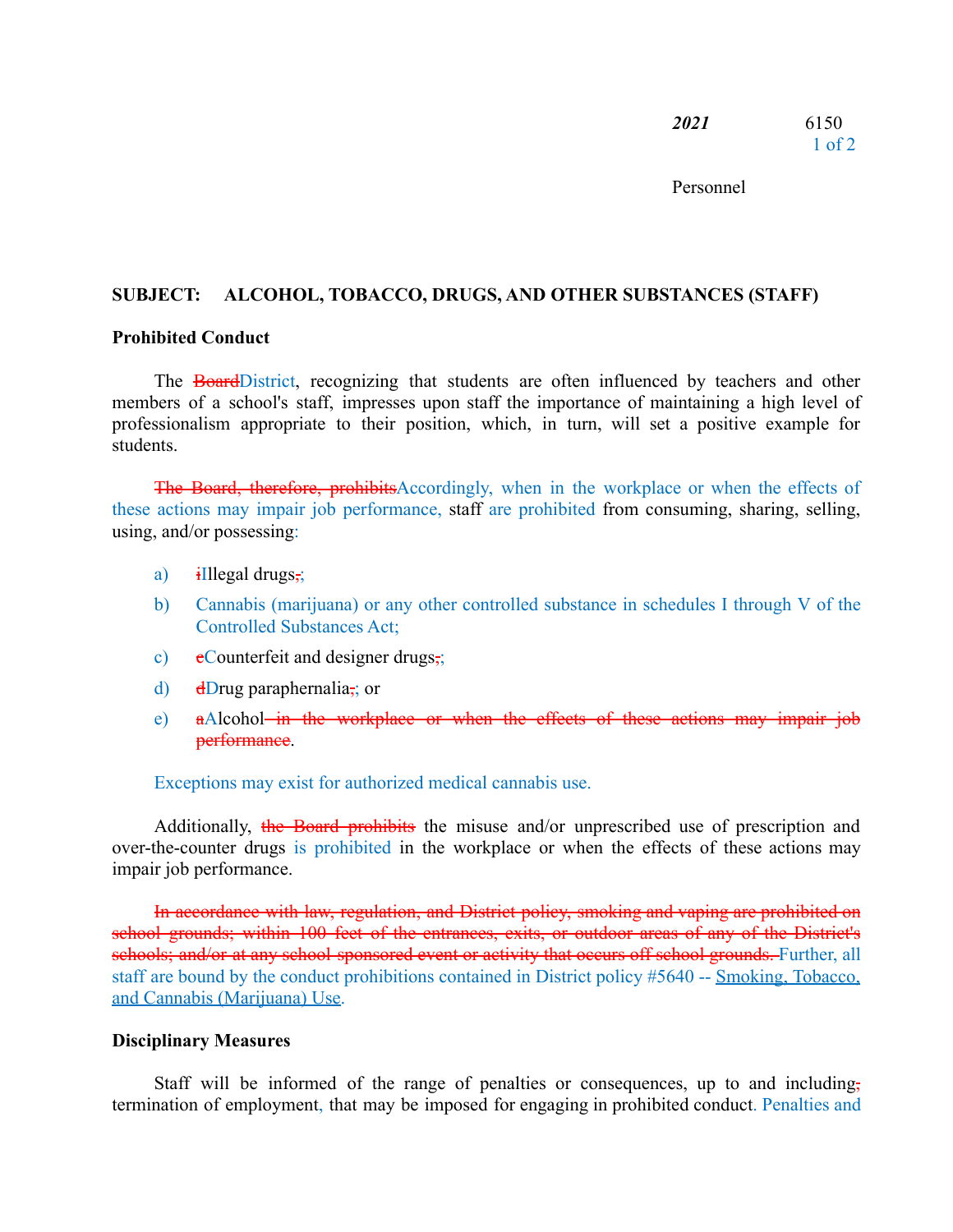**SUBJECT: ALCOHOL, TOBACCO, DRUGS, AND OTHER SUBSTANCES (STAFF)**

**Prohibited Conduct**

The ~~Board~~District, recognizing that students are often influenced by teachers and other members of a school's staff, impresses upon staff the importance of maintaining a high level of professionalism appropriate to their position, which, in turn, will set a positive example for students.

~~The Board, therefore, prohibits~~Accordingly, when in the workplace or when the effects of these actions may impair job performance, staff are prohibited from consuming, sharing, selling, using, and/or possessing:

a) ~~i~~Illegal drugs~~,~~;

b) Cannabis (marijuana) or any other controlled substance in schedules I through V of the Controlled Substances Act;

c) ~~c~~Counterfeit and designer drugs~~,~~;

d) ~~d~~Drug paraphernalia~~,~~; or

e) ~~a~~Alcohol~~ in the workplace or when the effects of these actions may impair job performance~~.

Exceptions may exist for authorized medical cannabis use.

Additionally, ~~the Board prohibits~~ the misuse and/or unprescribed use of prescription and over-the-counter drugs is prohibited in the workplace or when the effects of these actions may impair job performance.

~~In accordance with law, regulation, and District policy, smoking and vaping are prohibited on school grounds; within 100 feet of the entrances, exits, or outdoor areas of any of the District's schools; and/or at any school-sponsored event or activity that occurs off school grounds.~~ Further, all staff are bound by the conduct prohibitions contained in District policy #5640 -- Smoking, Tobacco, and Cannabis (Marijuana) Use.

**Disciplinary Measures**

Staff will be informed of the range of penalties or consequences, up to and including~~,~~ termination of employment, that may be imposed for engaging in prohibited conduct. Penalties and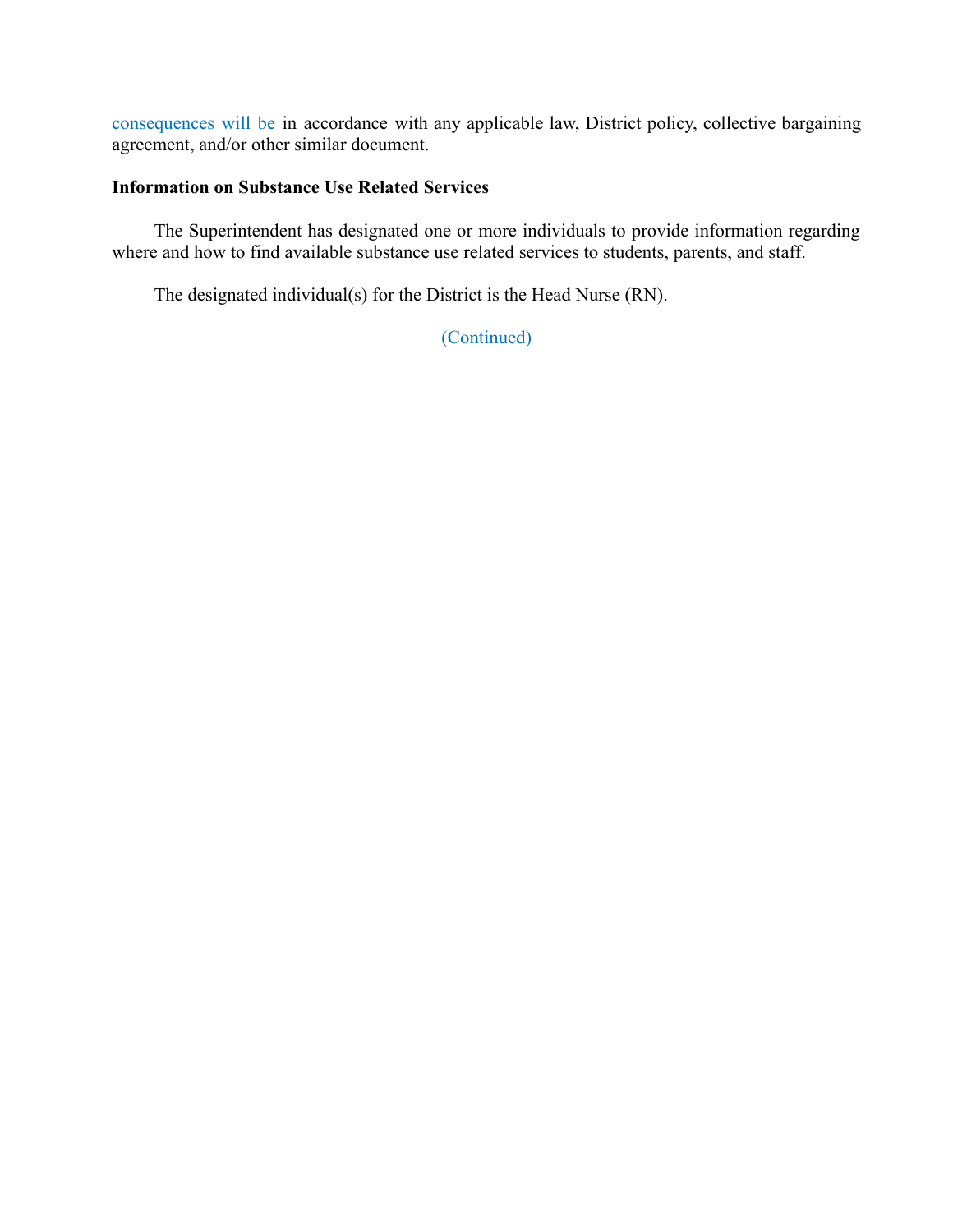consequences will be in accordance with any applicable law, District policy, collective bargaining agreement, and/or other similar document.

**Information on Substance Use Related Services**

The Superintendent has designated one or more individuals to provide information regarding where and how to find available substance use related services to students, parents, and staff.

The designated individual(s) for the District is the Head Nurse (RN).

(Continued)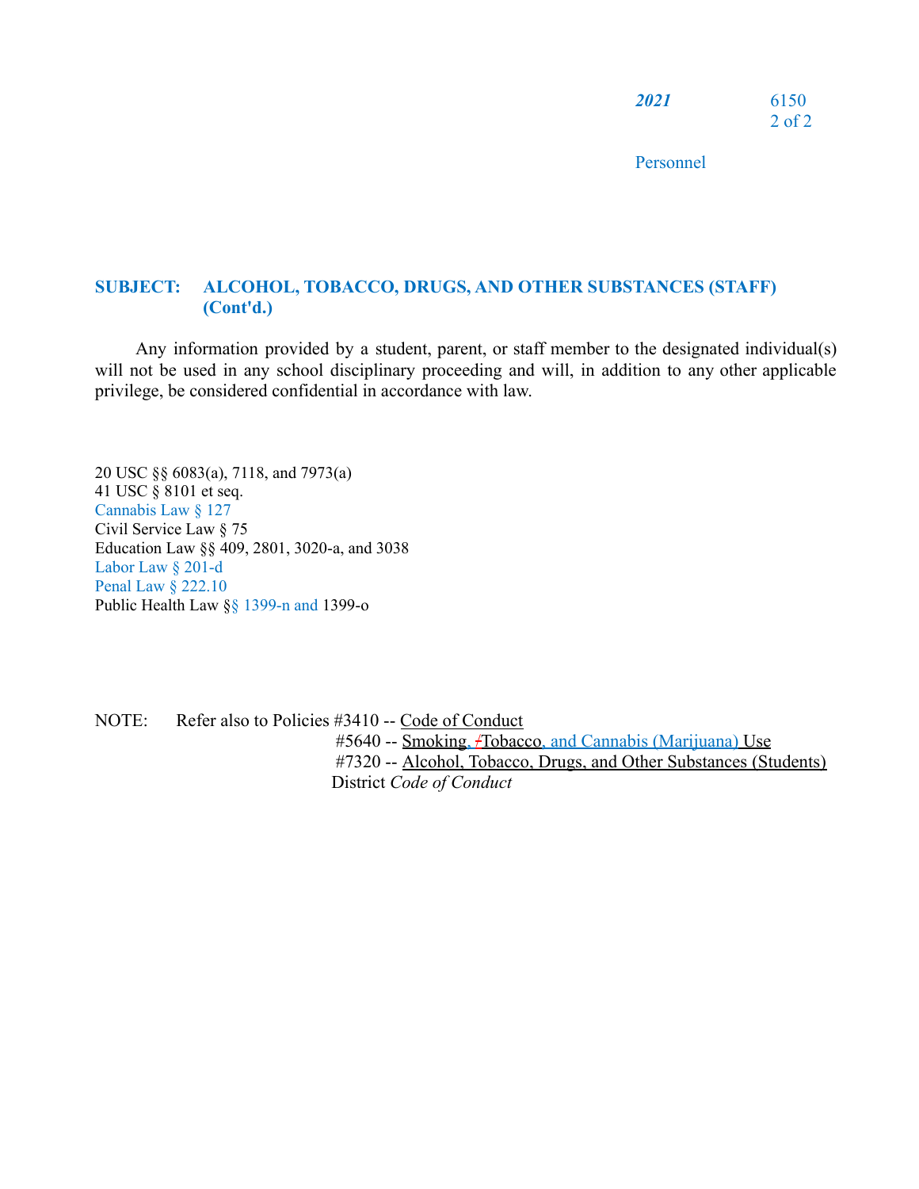**SUBJECT: ALCOHOL, TOBACCO, DRUGS, AND OTHER SUBSTANCES (STAFF) (Cont'd.)**

Any information provided by a student, parent, or staff member to the designated individual(s) will not be used in any school disciplinary proceeding and will, in addition to any other applicable privilege, be considered confidential in accordance with law.

20 USC §§ 6083(a), 7118, and 7973(a)
41 USC § 8101 et seq.
Cannabis Law § 127
Civil Service Law § 75
Education Law §§ 409, 2801, 3020-a, and 3038
Labor Law § 201-d
Penal Law § 222.10
Public Health Law §§ 1399-n and 1399-o

NOTE: Refer also to Policies #3410 -- Code of Conduct
#5640 -- Smoking, /Tobacco, and Cannabis (Marijuana) Use
#7320 -- Alcohol, Tobacco, Drugs, and Other Substances (Students)
District *Code of Conduct*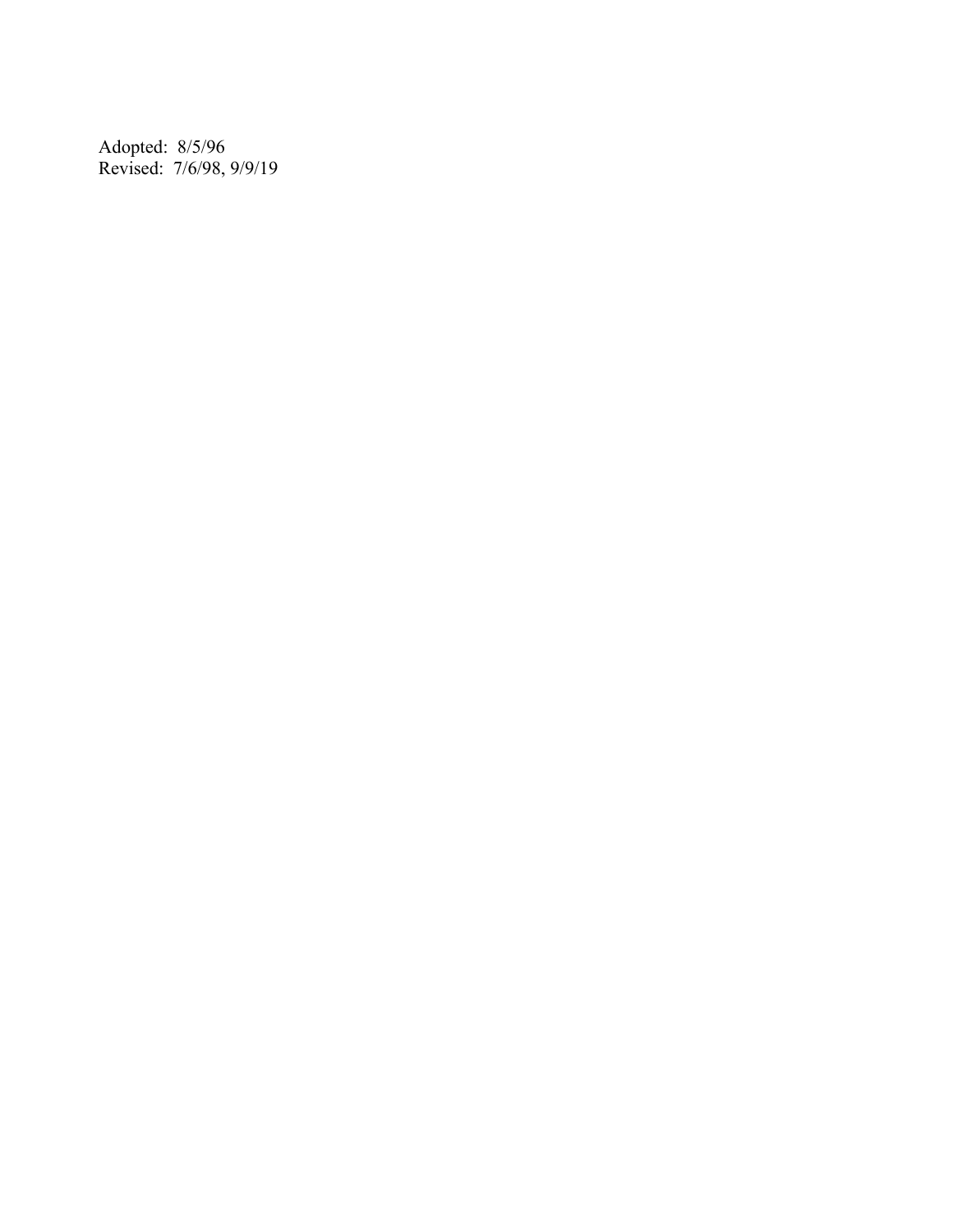Adopted: 8/5/96
Revised: 7/6/98, 9/9/19